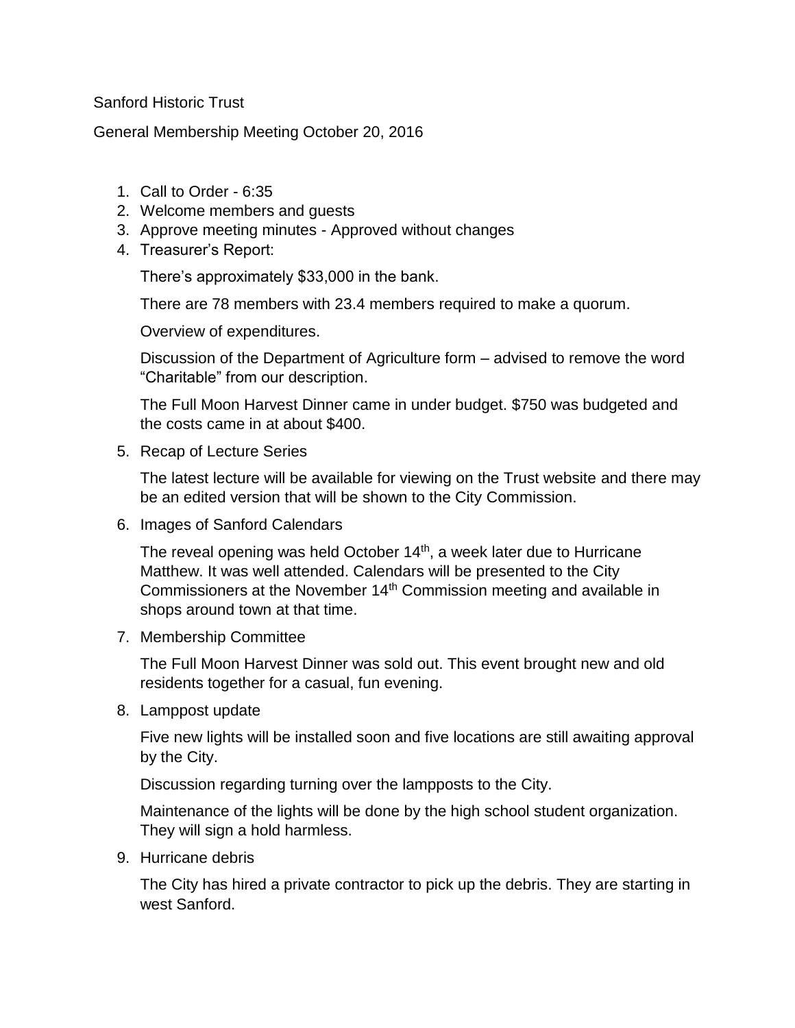Sanford Historic Trust

General Membership Meeting October 20, 2016

1. Call to Order - 6:35
2. Welcome members and guests
3. Approve meeting minutes - Approved without changes
4. Treasurer's Report:

   There's approximately $33,000 in the bank.

   There are 78 members with 23.4 members required to make a quorum.

   Overview of expenditures.

   Discussion of the Department of Agriculture form – advised to remove the word "Charitable" from our description.

   The Full Moon Harvest Dinner came in under budget. $750 was budgeted and the costs came in at about $400.

5. Recap of Lecture Series

   The latest lecture will be available for viewing on the Trust website and there may be an edited version that will be shown to the City Commission.

6. Images of Sanford Calendars

   The reveal opening was held October 14th, a week later due to Hurricane Matthew. It was well attended. Calendars will be presented to the City Commissioners at the November 14th Commission meeting and available in shops around town at that time.

7. Membership Committee

   The Full Moon Harvest Dinner was sold out. This event brought new and old residents together for a casual, fun evening.

8. Lamppost update

   Five new lights will be installed soon and five locations are still awaiting approval by the City.

   Discussion regarding turning over the lampposts to the City.

   Maintenance of the lights will be done by the high school student organization. They will sign a hold harmless.

9. Hurricane debris

   The City has hired a private contractor to pick up the debris. They are starting in west Sanford.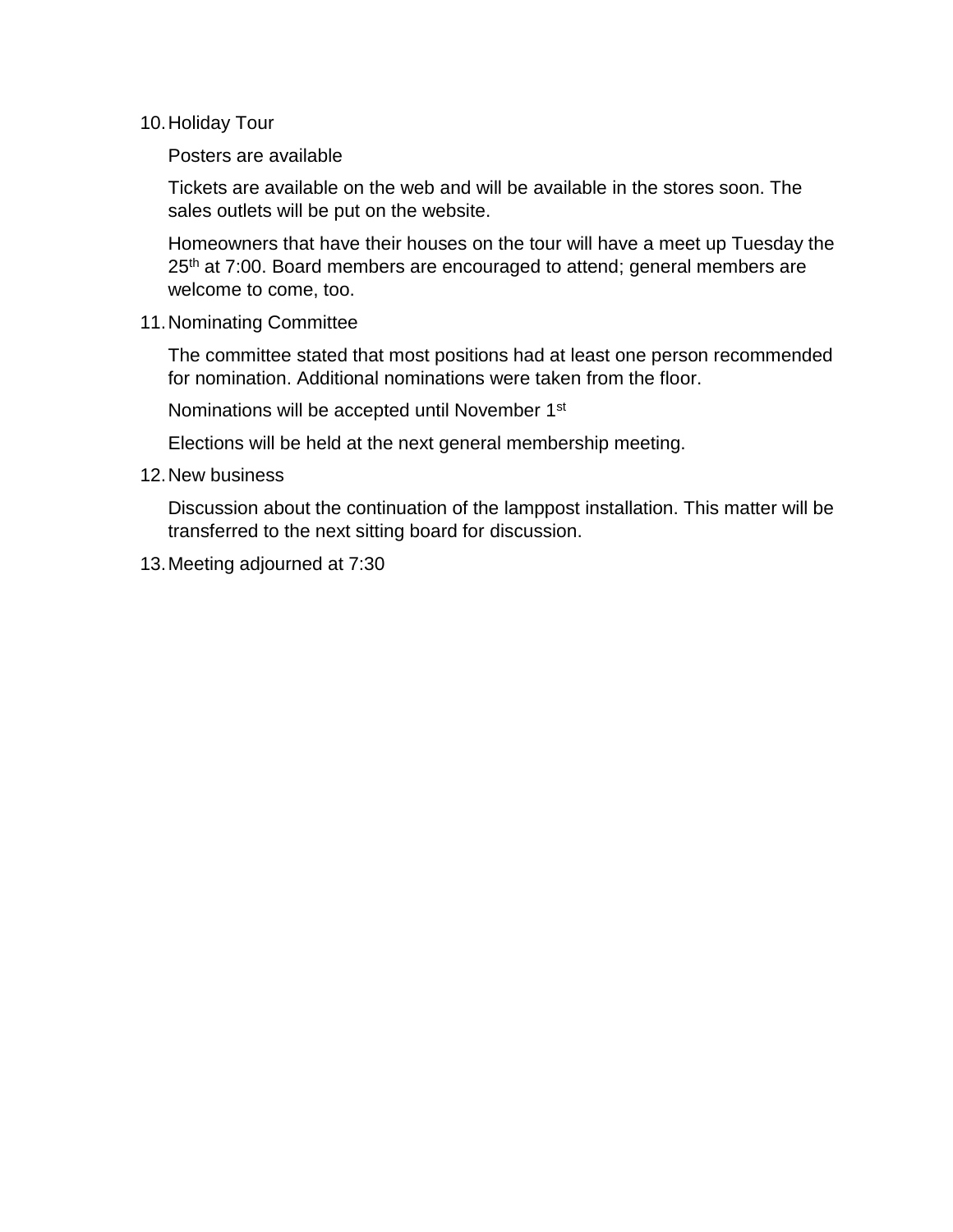10. Holiday Tour

    Posters are available

    Tickets are available on the web and will be available in the stores soon. The sales outlets will be put on the website.

    Homeowners that have their houses on the tour will have a meet up Tuesday the 25th at 7:00. Board members are encouraged to attend; general members are welcome to come, too.

11. Nominating Committee

    The committee stated that most positions had at least one person recommended for nomination. Additional nominations were taken from the floor.

    Nominations will be accepted until November 1st

    Elections will be held at the next general membership meeting.

12. New business

    Discussion about the continuation of the lamppost installation. This matter will be transferred to the next sitting board for discussion.

13. Meeting adjourned at 7:30